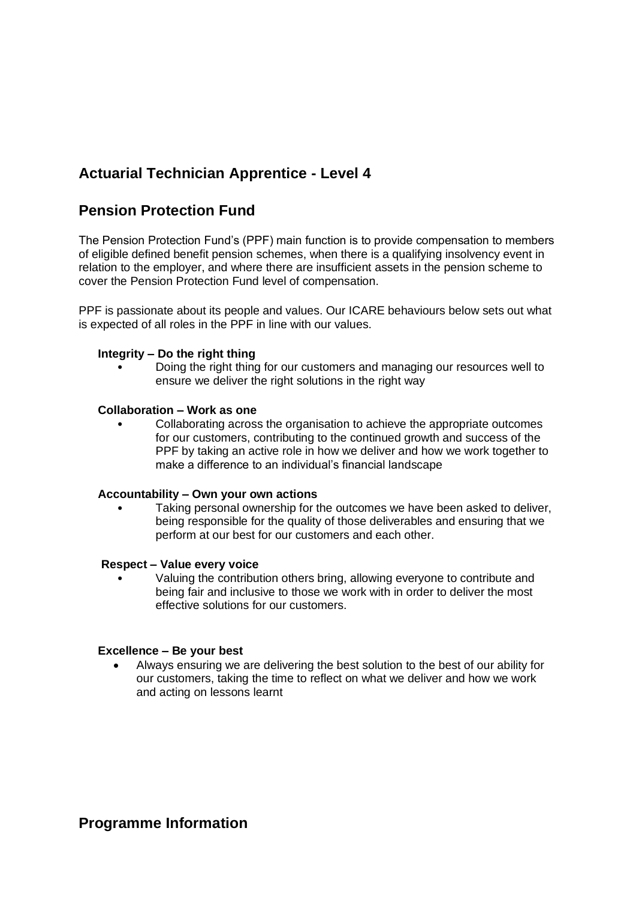## Actuarial Technician Apprentice - Level 4

## Pension Protection Fund

The Pension Protection Fund's (PPF) main function is to provide compensation to members of eligible defined benefit pension schemes, when there is a qualifying insolvency event in relation to the employer, and where there are insufficient assets in the pension scheme to cover the Pension Protection Fund level of compensation.

PPF is passionate about its people and values. Our ICARE behaviours below sets out what is expected of all roles in the PPF in line with our values.

**Integrity – Do the right thing**

- Doing the right thing for our customers and managing our resources well to ensure we deliver the right solutions in the right way

**Collaboration – Work as one**

- Collaborating across the organisation to achieve the appropriate outcomes for our customers, contributing to the continued growth and success of the PPF by taking an active role in how we deliver and how we work together to make a difference to an individual's financial landscape

**Accountability – Own your own actions**

- Taking personal ownership for the outcomes we have been asked to deliver, being responsible for the quality of those deliverables and ensuring that we perform at our best for our customers and each other.

**Respect – Value every voice**

- Valuing the contribution others bring, allowing everyone to contribute and being fair and inclusive to those we work with in order to deliver the most effective solutions for our customers.

**Excellence – Be your best**

- Always ensuring we are delivering the best solution to the best of our ability for our customers, taking the time to reflect on what we deliver and how we work and acting on lessons learnt

## Programme Information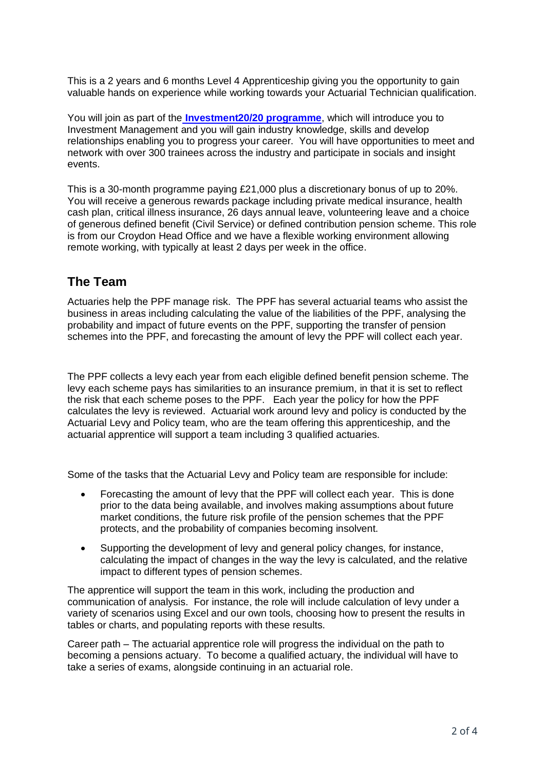This is a 2 years and 6 months Level 4 Apprenticeship giving you the opportunity to gain valuable hands on experience while working towards your Actuarial Technician qualification.

You will join as part of the **Investment20/20 programme**, which will introduce you to Investment Management and you will gain industry knowledge, skills and develop relationships enabling you to progress your career. You will have opportunities to meet and network with over 300 trainees across the industry and participate in socials and insight events.

This is a 30-month programme paying £21,000 plus a discretionary bonus of up to 20%. You will receive a generous rewards package including private medical insurance, health cash plan, critical illness insurance, 26 days annual leave, volunteering leave and a choice of generous defined benefit (Civil Service) or defined contribution pension scheme. This role is from our Croydon Head Office and we have a flexible working environment allowing remote working, with typically at least 2 days per week in the office.

## The Team

Actuaries help the PPF manage risk. The PPF has several actuarial teams who assist the business in areas including calculating the value of the liabilities of the PPF, analysing the probability and impact of future events on the PPF, supporting the transfer of pension schemes into the PPF, and forecasting the amount of levy the PPF will collect each year.

The PPF collects a levy each year from each eligible defined benefit pension scheme. The levy each scheme pays has similarities to an insurance premium, in that it is set to reflect the risk that each scheme poses to the PPF. Each year the policy for how the PPF calculates the levy is reviewed. Actuarial work around levy and policy is conducted by the Actuarial Levy and Policy team, who are the team offering this apprenticeship, and the actuarial apprentice will support a team including 3 qualified actuaries.

Some of the tasks that the Actuarial Levy and Policy team are responsible for include:

- Forecasting the amount of levy that the PPF will collect each year. This is done prior to the data being available, and involves making assumptions about future market conditions, the future risk profile of the pension schemes that the PPF protects, and the probability of companies becoming insolvent.
- Supporting the development of levy and general policy changes, for instance, calculating the impact of changes in the way the levy is calculated, and the relative impact to different types of pension schemes.

The apprentice will support the team in this work, including the production and communication of analysis. For instance, the role will include calculation of levy under a variety of scenarios using Excel and our own tools, choosing how to present the results in tables or charts, and populating reports with these results.

Career path – The actuarial apprentice role will progress the individual on the path to becoming a pensions actuary. To become a qualified actuary, the individual will have to take a series of exams, alongside continuing in an actuarial role.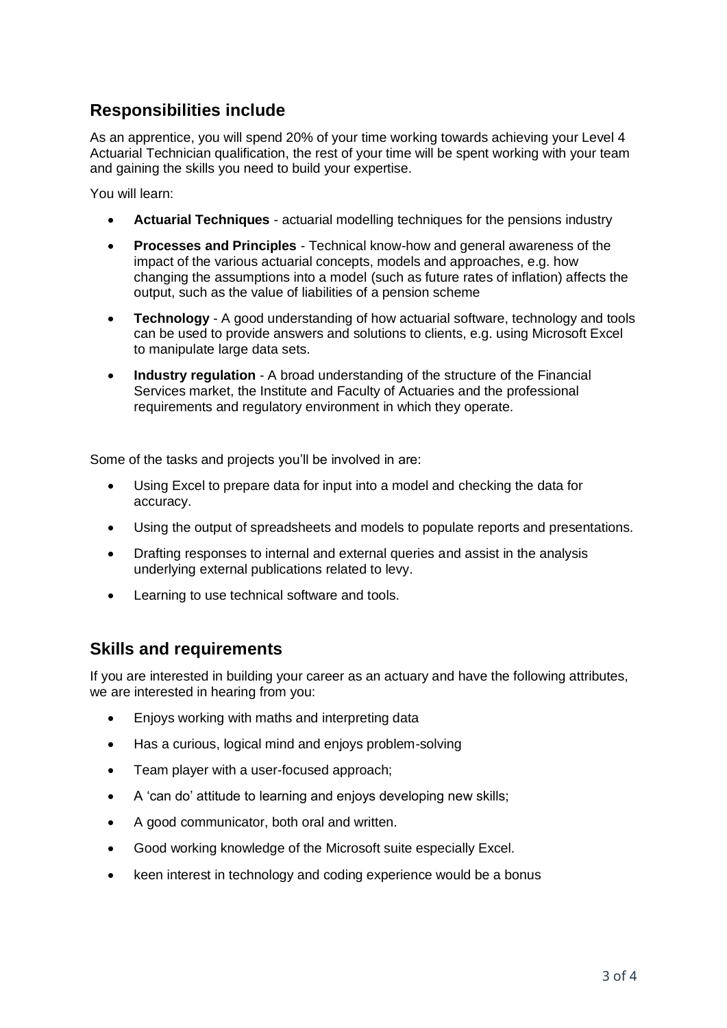## Responsibilities include

As an apprentice, you will spend 20% of your time working towards achieving your Level 4 Actuarial Technician qualification, the rest of your time will be spent working with your team and gaining the skills you need to build your expertise.

You will learn:

- **Actuarial Techniques** - actuarial modelling techniques for the pensions industry
- **Processes and Principles** - Technical know-how and general awareness of the impact of the various actuarial concepts, models and approaches, e.g. how changing the assumptions into a model (such as future rates of inflation) affects the output, such as the value of liabilities of a pension scheme
- **Technology** - A good understanding of how actuarial software, technology and tools can be used to provide answers and solutions to clients, e.g. using Microsoft Excel to manipulate large data sets.
- **Industry regulation** - A broad understanding of the structure of the Financial Services market, the Institute and Faculty of Actuaries and the professional requirements and regulatory environment in which they operate.

Some of the tasks and projects you'll be involved in are:

- Using Excel to prepare data for input into a model and checking the data for accuracy.
- Using the output of spreadsheets and models to populate reports and presentations.
- Drafting responses to internal and external queries and assist in the analysis underlying external publications related to levy.
- Learning to use technical software and tools.

## Skills and requirements

If you are interested in building your career as an actuary and have the following attributes, we are interested in hearing from you:

- Enjoys working with maths and interpreting data
- Has a curious, logical mind and enjoys problem-solving
- Team player with a user-focused approach;
- A 'can do' attitude to learning and enjoys developing new skills;
- A good communicator, both oral and written.
- Good working knowledge of the Microsoft suite especially Excel.
- keen interest in technology and coding experience would be a bonus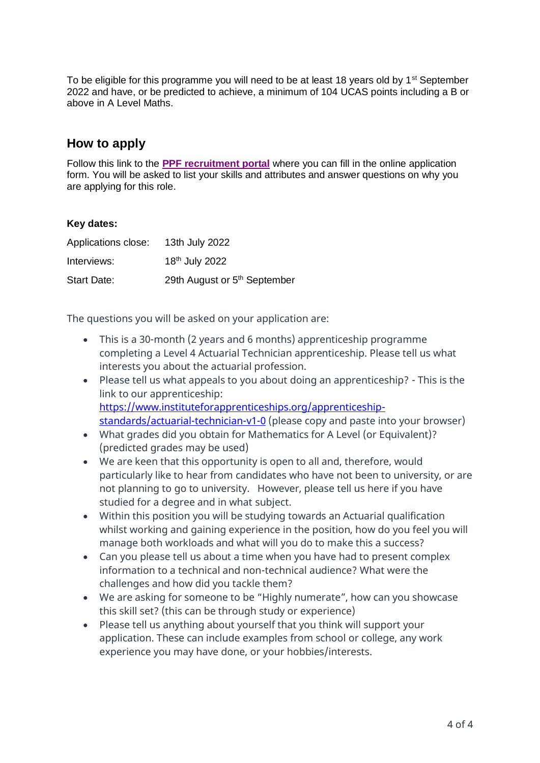To be eligible for this programme you will need to be at least 18 years old by 1st September 2022 and have, or be predicted to achieve, a minimum of 104 UCAS points including a B or above in A Level Maths.

## How to apply

Follow this link to the **PPF recruitment portal** where you can fill in the online application form. You will be asked to list your skills and attributes and answer questions on why you are applying for this role.

**Key dates:**

| | |
|---|---|
| Applications close: | 13th July 2022 |
| Interviews: | 18th July 2022 |
| Start Date: | 29th August or 5th September |

The questions you will be asked on your application are:

- This is a 30-month (2 years and 6 months) apprenticeship programme completing a Level 4 Actuarial Technician apprenticeship. Please tell us what interests you about the actuarial profession.
- Please tell us what appeals to you about doing an apprenticeship? - This is the link to our apprenticeship: https://www.instituteforapprenticeships.org/apprenticeship-standards/actuarial-technician-v1-0 (please copy and paste into your browser)
- What grades did you obtain for Mathematics for A Level (or Equivalent)? (predicted grades may be used)
- We are keen that this opportunity is open to all and, therefore, would particularly like to hear from candidates who have not been to university, or are not planning to go to university. However, please tell us here if you have studied for a degree and in what subject.
- Within this position you will be studying towards an Actuarial qualification whilst working and gaining experience in the position, how do you feel you will manage both workloads and what will you do to make this a success?
- Can you please tell us about a time when you have had to present complex information to a technical and non-technical audience? What were the challenges and how did you tackle them?
- We are asking for someone to be "Highly numerate", how can you showcase this skill set? (this can be through study or experience)
- Please tell us anything about yourself that you think will support your application. These can include examples from school or college, any work experience you may have done, or your hobbies/interests.